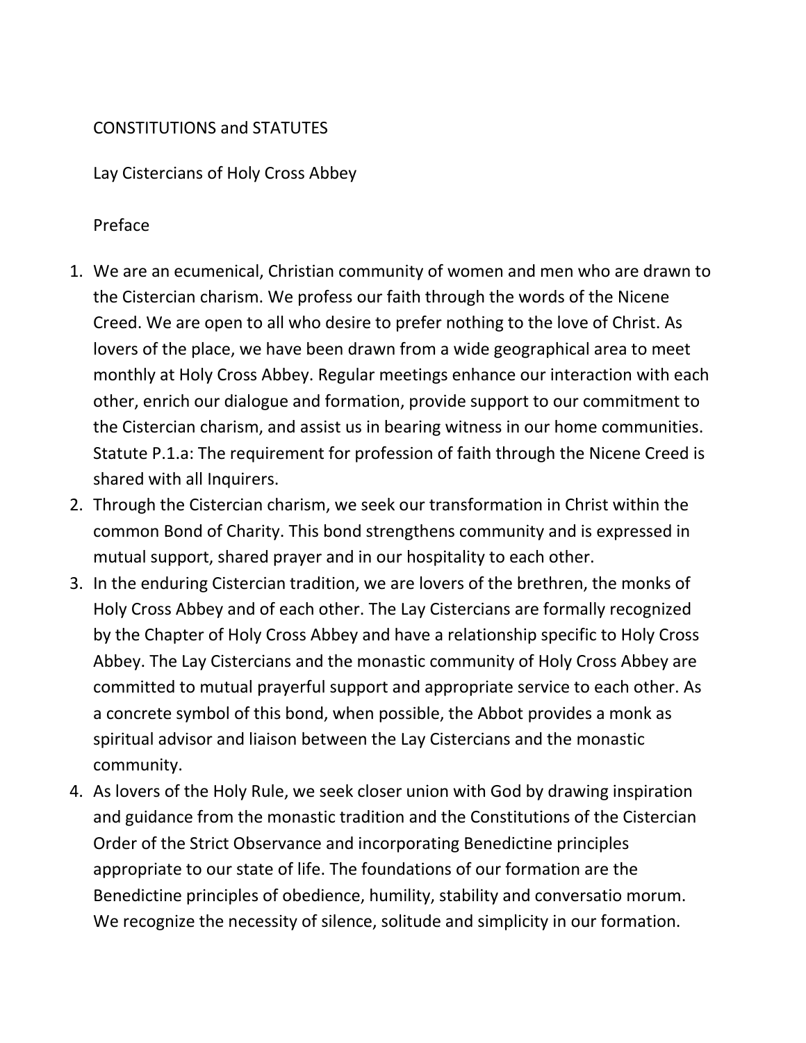# CONSTITUTIONS and STATUTES

## Lay Cistercians of Holy Cross Abbey

### Preface

1. We are an ecumenical, Christian community of women and men who are drawn to the Cistercian charism. We profess our faith through the words of the Nicene Creed. We are open to all who desire to prefer nothing to the love of Christ. As lovers of the place, we have been drawn from a wide geographical area to meet monthly at Holy Cross Abbey. Regular meetings enhance our interaction with each other, enrich our dialogue and formation, provide support to our commitment to the Cistercian charism, and assist us in bearing witness in our home communities. Statute P.1.a: The requirement for profession of faith through the Nicene Creed is shared with all Inquirers.
2. Through the Cistercian charism, we seek our transformation in Christ within the common Bond of Charity. This bond strengthens community and is expressed in mutual support, shared prayer and in our hospitality to each other.
3. In the enduring Cistercian tradition, we are lovers of the brethren, the monks of Holy Cross Abbey and of each other. The Lay Cistercians are formally recognized by the Chapter of Holy Cross Abbey and have a relationship specific to Holy Cross Abbey. The Lay Cistercians and the monastic community of Holy Cross Abbey are committed to mutual prayerful support and appropriate service to each other. As a concrete symbol of this bond, when possible, the Abbot provides a monk as spiritual advisor and liaison between the Lay Cistercians and the monastic community.
4. As lovers of the Holy Rule, we seek closer union with God by drawing inspiration and guidance from the monastic tradition and the Constitutions of the Cistercian Order of the Strict Observance and incorporating Benedictine principles appropriate to our state of life. The foundations of our formation are the Benedictine principles of obedience, humility, stability and conversatio morum. We recognize the necessity of silence, solitude and simplicity in our formation.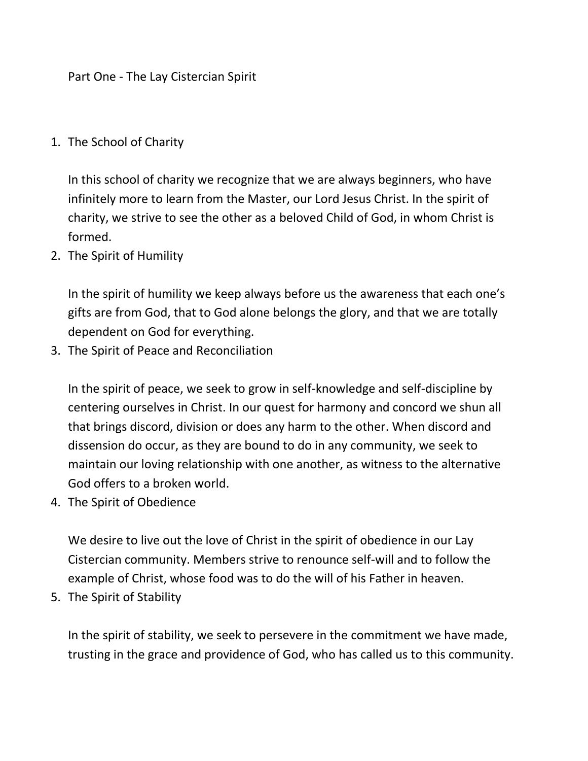# Part One - The Lay Cistercian Spirit

1. The School of Charity

   In this school of charity we recognize that we are always beginners, who have infinitely more to learn from the Master, our Lord Jesus Christ. In the spirit of charity, we strive to see the other as a beloved Child of God, in whom Christ is formed.

2. The Spirit of Humility

   In the spirit of humility we keep always before us the awareness that each one's gifts are from God, that to God alone belongs the glory, and that we are totally dependent on God for everything.

3. The Spirit of Peace and Reconciliation

   In the spirit of peace, we seek to grow in self-knowledge and self-discipline by centering ourselves in Christ. In our quest for harmony and concord we shun all that brings discord, division or does any harm to the other. When discord and dissension do occur, as they are bound to do in any community, we seek to maintain our loving relationship with one another, as witness to the alternative God offers to a broken world.

4. The Spirit of Obedience

   We desire to live out the love of Christ in the spirit of obedience in our Lay Cistercian community. Members strive to renounce self-will and to follow the example of Christ, whose food was to do the will of his Father in heaven.

5. The Spirit of Stability

   In the spirit of stability, we seek to persevere in the commitment we have made, trusting in the grace and providence of God, who has called us to this community.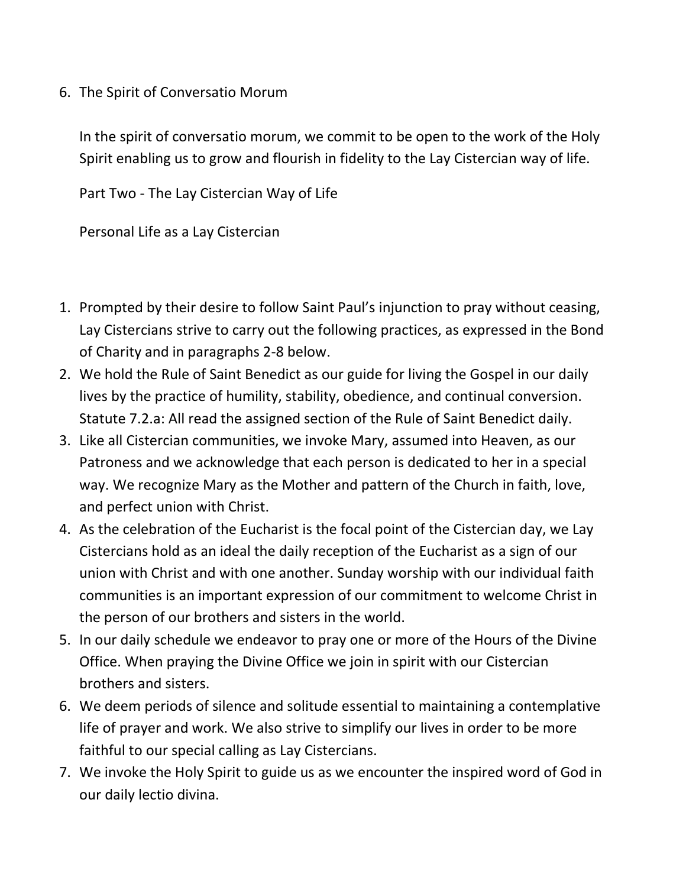6. The Spirit of Conversatio Morum

   In the spirit of conversatio morum, we commit to be open to the work of the Holy Spirit enabling us to grow and flourish in fidelity to the Lay Cistercian way of life.

   Part Two - The Lay Cistercian Way of Life

   Personal Life as a Lay Cistercian

1. Prompted by their desire to follow Saint Paul's injunction to pray without ceasing, Lay Cistercians strive to carry out the following practices, as expressed in the Bond of Charity and in paragraphs 2-8 below.
2. We hold the Rule of Saint Benedict as our guide for living the Gospel in our daily lives by the practice of humility, stability, obedience, and continual conversion. Statute 7.2.a: All read the assigned section of the Rule of Saint Benedict daily.
3. Like all Cistercian communities, we invoke Mary, assumed into Heaven, as our Patroness and we acknowledge that each person is dedicated to her in a special way. We recognize Mary as the Mother and pattern of the Church in faith, love, and perfect union with Christ.
4. As the celebration of the Eucharist is the focal point of the Cistercian day, we Lay Cistercians hold as an ideal the daily reception of the Eucharist as a sign of our union with Christ and with one another. Sunday worship with our individual faith communities is an important expression of our commitment to welcome Christ in the person of our brothers and sisters in the world.
5. In our daily schedule we endeavor to pray one or more of the Hours of the Divine Office. When praying the Divine Office we join in spirit with our Cistercian brothers and sisters.
6. We deem periods of silence and solitude essential to maintaining a contemplative life of prayer and work. We also strive to simplify our lives in order to be more faithful to our special calling as Lay Cistercians.
7. We invoke the Holy Spirit to guide us as we encounter the inspired word of God in our daily lectio divina.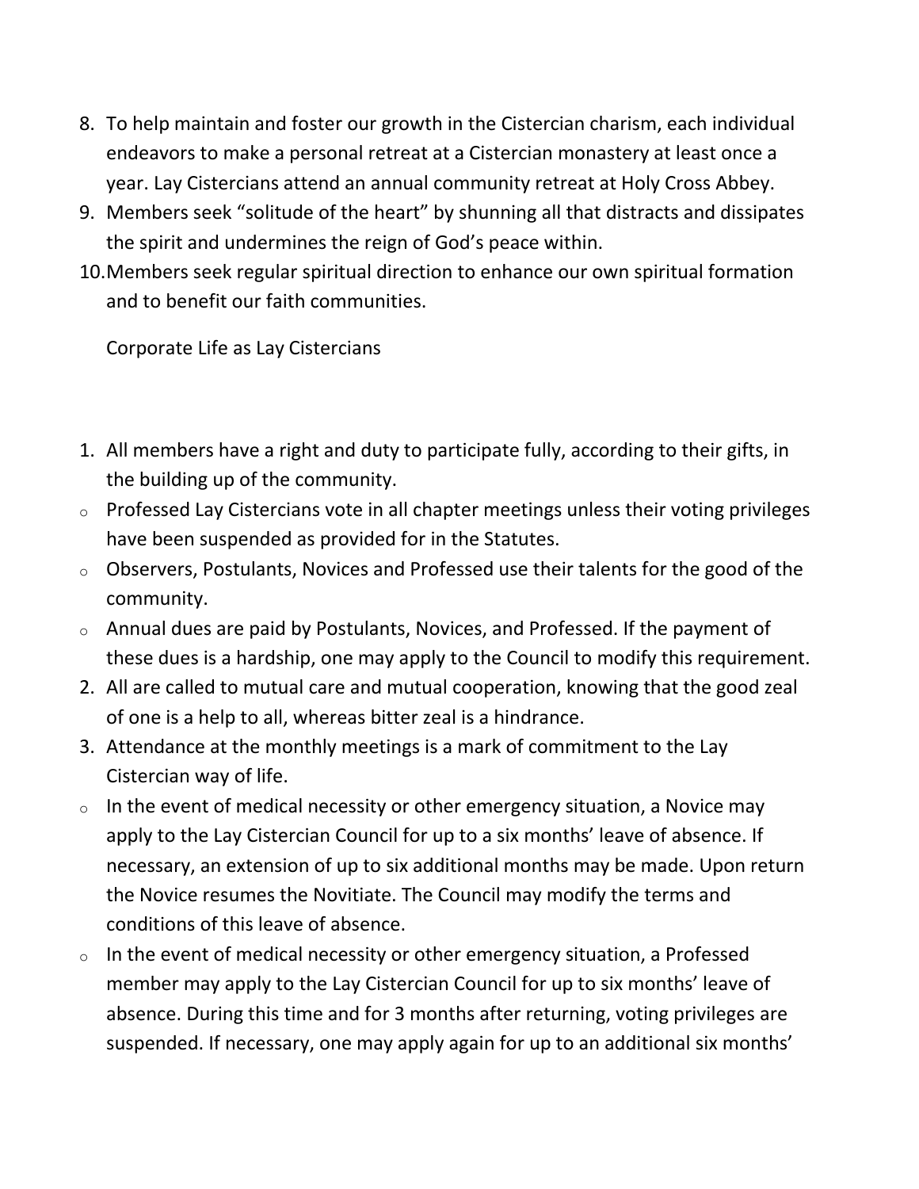8. To help maintain and foster our growth in the Cistercian charism, each individual endeavors to make a personal retreat at a Cistercian monastery at least once a year. Lay Cistercians attend an annual community retreat at Holy Cross Abbey.
9. Members seek "solitude of the heart" by shunning all that distracts and dissipates the spirit and undermines the reign of God's peace within.
10. Members seek regular spiritual direction to enhance our own spiritual formation and to benefit our faith communities.

## Corporate Life as Lay Cistercians

1. All members have a right and duty to participate fully, according to their gifts, in the building up of the community.
   - Professed Lay Cistercians vote in all chapter meetings unless their voting privileges have been suspended as provided for in the Statutes.
   - Observers, Postulants, Novices and Professed use their talents for the good of the community.
   - Annual dues are paid by Postulants, Novices, and Professed. If the payment of these dues is a hardship, one may apply to the Council to modify this requirement.
2. All are called to mutual care and mutual cooperation, knowing that the good zeal of one is a help to all, whereas bitter zeal is a hindrance.
3. Attendance at the monthly meetings is a mark of commitment to the Lay Cistercian way of life.
   - In the event of medical necessity or other emergency situation, a Novice may apply to the Lay Cistercian Council for up to a six months' leave of absence. If necessary, an extension of up to six additional months may be made. Upon return the Novice resumes the Novitiate. The Council may modify the terms and conditions of this leave of absence.
   - In the event of medical necessity or other emergency situation, a Professed member may apply to the Lay Cistercian Council for up to six months' leave of absence. During this time and for 3 months after returning, voting privileges are suspended. If necessary, one may apply again for up to an additional six months'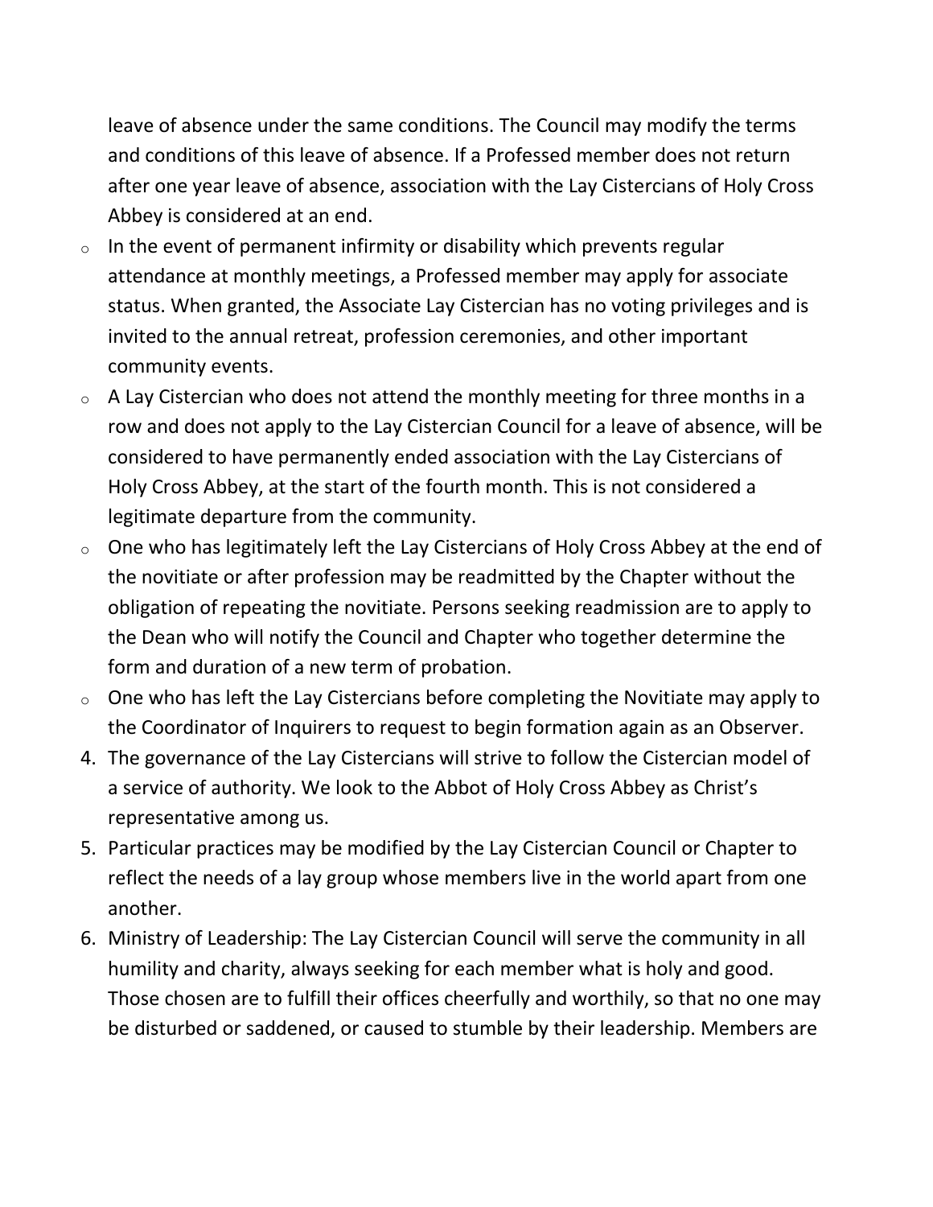leave of absence under the same conditions. The Council may modify the terms and conditions of this leave of absence. If a Professed member does not return after one year leave of absence, association with the Lay Cistercians of Holy Cross Abbey is considered at an end.

- In the event of permanent infirmity or disability which prevents regular attendance at monthly meetings, a Professed member may apply for associate status. When granted, the Associate Lay Cistercian has no voting privileges and is invited to the annual retreat, profession ceremonies, and other important community events.
- A Lay Cistercian who does not attend the monthly meeting for three months in a row and does not apply to the Lay Cistercian Council for a leave of absence, will be considered to have permanently ended association with the Lay Cistercians of Holy Cross Abbey, at the start of the fourth month. This is not considered a legitimate departure from the community.
- One who has legitimately left the Lay Cistercians of Holy Cross Abbey at the end of the novitiate or after profession may be readmitted by the Chapter without the obligation of repeating the novitiate. Persons seeking readmission are to apply to the Dean who will notify the Council and Chapter who together determine the form and duration of a new term of probation.
- One who has left the Lay Cistercians before completing the Novitiate may apply to the Coordinator of Inquirers to request to begin formation again as an Observer.

4. The governance of the Lay Cistercians will strive to follow the Cistercian model of a service of authority. We look to the Abbot of Holy Cross Abbey as Christ's representative among us.
5. Particular practices may be modified by the Lay Cistercian Council or Chapter to reflect the needs of a lay group whose members live in the world apart from one another.
6. Ministry of Leadership: The Lay Cistercian Council will serve the community in all humility and charity, always seeking for each member what is holy and good. Those chosen are to fulfill their offices cheerfully and worthily, so that no one may be disturbed or saddened, or caused to stumble by their leadership. Members are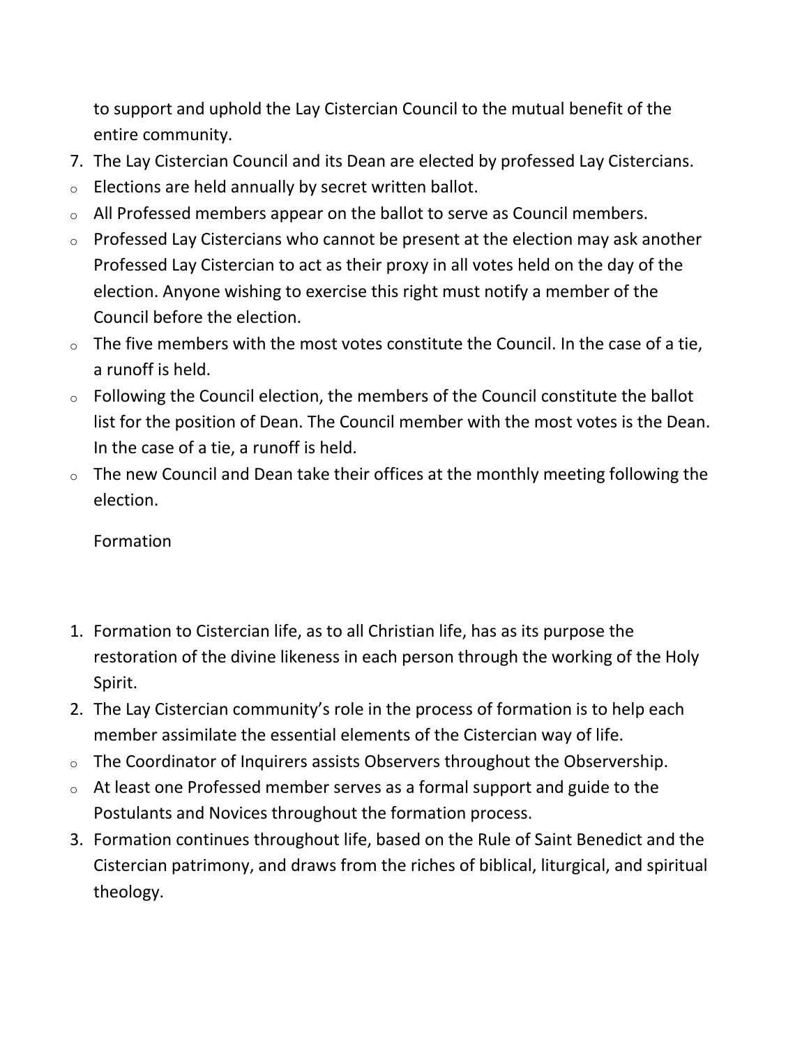to support and uphold the Lay Cistercian Council to the mutual benefit of the entire community.

7. The Lay Cistercian Council and its Dean are elected by professed Lay Cistercians.
   - Elections are held annually by secret written ballot.
   - All Professed members appear on the ballot to serve as Council members.
   - Professed Lay Cistercians who cannot be present at the election may ask another Professed Lay Cistercian to act as their proxy in all votes held on the day of the election. Anyone wishing to exercise this right must notify a member of the Council before the election.
   - The five members with the most votes constitute the Council. In the case of a tie, a runoff is held.
   - Following the Council election, the members of the Council constitute the ballot list for the position of Dean. The Council member with the most votes is the Dean. In the case of a tie, a runoff is held.
   - The new Council and Dean take their offices at the monthly meeting following the election.

## Formation

1. Formation to Cistercian life, as to all Christian life, has as its purpose the restoration of the divine likeness in each person through the working of the Holy Spirit.
2. The Lay Cistercian community's role in the process of formation is to help each member assimilate the essential elements of the Cistercian way of life.
   - The Coordinator of Inquirers assists Observers throughout the Observership.
   - At least one Professed member serves as a formal support and guide to the Postulants and Novices throughout the formation process.
3. Formation continues throughout life, based on the Rule of Saint Benedict and the Cistercian patrimony, and draws from the riches of biblical, liturgical, and spiritual theology.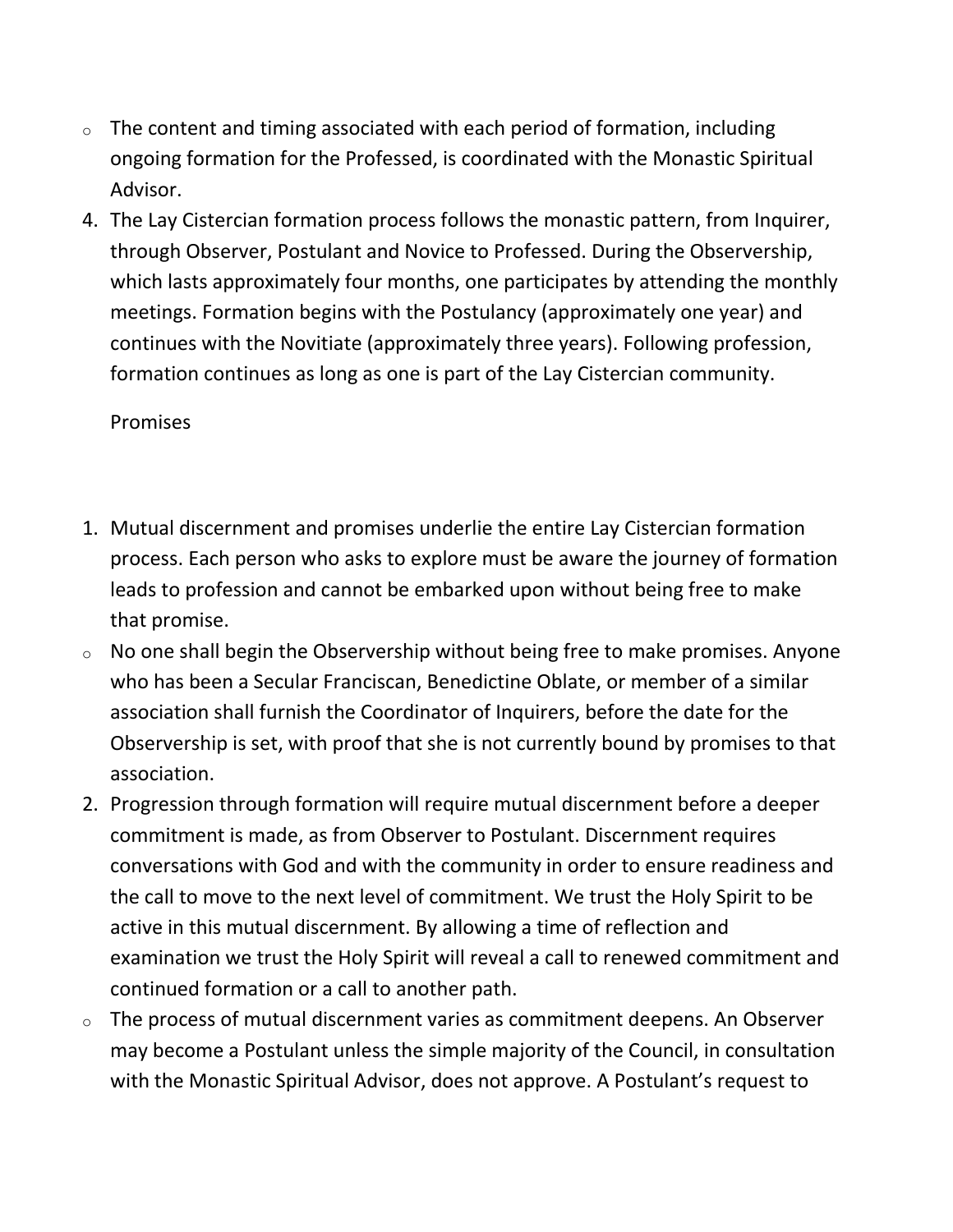- The content and timing associated with each period of formation, including ongoing formation for the Professed, is coordinated with the Monastic Spiritual Advisor.

4. The Lay Cistercian formation process follows the monastic pattern, from Inquirer, through Observer, Postulant and Novice to Professed. During the Observership, which lasts approximately four months, one participates by attending the monthly meetings. Formation begins with the Postulancy (approximately one year) and continues with the Novitiate (approximately three years). Following profession, formation continues as long as one is part of the Lay Cistercian community.

Promises

1. Mutual discernment and promises underlie the entire Lay Cistercian formation process. Each person who asks to explore must be aware the journey of formation leads to profession and cannot be embarked upon without being free to make that promise.

- No one shall begin the Observership without being free to make promises. Anyone who has been a Secular Franciscan, Benedictine Oblate, or member of a similar association shall furnish the Coordinator of Inquirers, before the date for the Observership is set, with proof that she is not currently bound by promises to that association.

2. Progression through formation will require mutual discernment before a deeper commitment is made, as from Observer to Postulant. Discernment requires conversations with God and with the community in order to ensure readiness and the call to move to the next level of commitment. We trust the Holy Spirit to be active in this mutual discernment. By allowing a time of reflection and examination we trust the Holy Spirit will reveal a call to renewed commitment and continued formation or a call to another path.

- The process of mutual discernment varies as commitment deepens. An Observer may become a Postulant unless the simple majority of the Council, in consultation with the Monastic Spiritual Advisor, does not approve. A Postulant's request to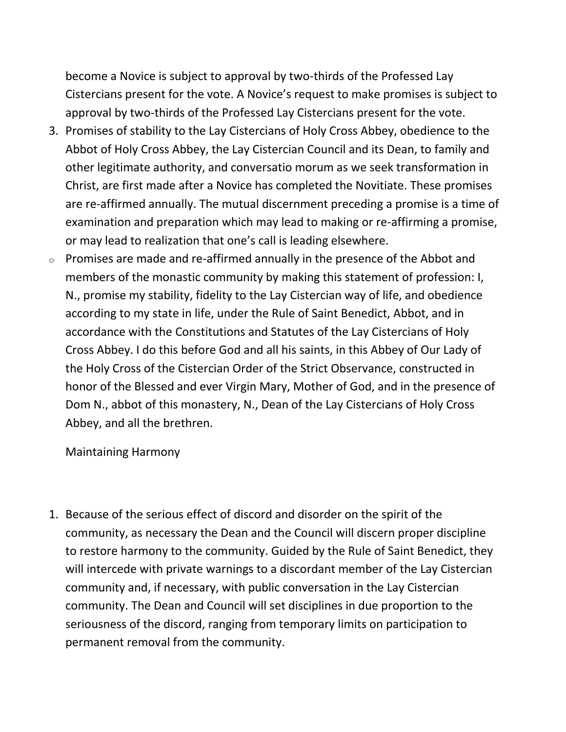become a Novice is subject to approval by two-thirds of the Professed Lay Cistercians present for the vote. A Novice's request to make promises is subject to approval by two-thirds of the Professed Lay Cistercians present for the vote.

3. Promises of stability to the Lay Cistercians of Holy Cross Abbey, obedience to the Abbot of Holy Cross Abbey, the Lay Cistercian Council and its Dean, to family and other legitimate authority, and conversatio morum as we seek transformation in Christ, are first made after a Novice has completed the Novitiate. These promises are re-affirmed annually. The mutual discernment preceding a promise is a time of examination and preparation which may lead to making or re-affirming a promise, or may lead to realization that one's call is leading elsewhere.

- Promises are made and re-affirmed annually in the presence of the Abbot and members of the monastic community by making this statement of profession: I, N., promise my stability, fidelity to the Lay Cistercian way of life, and obedience according to my state in life, under the Rule of Saint Benedict, Abbot, and in accordance with the Constitutions and Statutes of the Lay Cistercians of Holy Cross Abbey. I do this before God and all his saints, in this Abbey of Our Lady of the Holy Cross of the Cistercian Order of the Strict Observance, constructed in honor of the Blessed and ever Virgin Mary, Mother of God, and in the presence of Dom N., abbot of this monastery, N., Dean of the Lay Cistercians of Holy Cross Abbey, and all the brethren.

Maintaining Harmony

1. Because of the serious effect of discord and disorder on the spirit of the community, as necessary the Dean and the Council will discern proper discipline to restore harmony to the community. Guided by the Rule of Saint Benedict, they will intercede with private warnings to a discordant member of the Lay Cistercian community and, if necessary, with public conversation in the Lay Cistercian community. The Dean and Council will set disciplines in due proportion to the seriousness of the discord, ranging from temporary limits on participation to permanent removal from the community.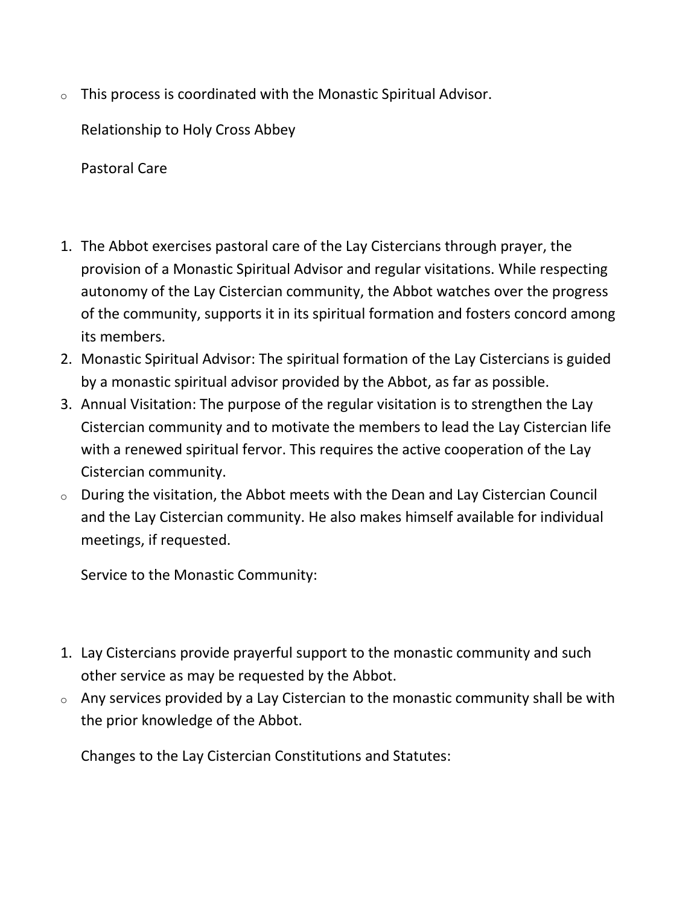- This process is coordinated with the Monastic Spiritual Advisor.

## Relationship to Holy Cross Abbey

### Pastoral Care

1. The Abbot exercises pastoral care of the Lay Cistercians through prayer, the provision of a Monastic Spiritual Advisor and regular visitations. While respecting autonomy of the Lay Cistercian community, the Abbot watches over the progress of the community, supports it in its spiritual formation and fosters concord among its members.
2. Monastic Spiritual Advisor: The spiritual formation of the Lay Cistercians is guided by a monastic spiritual advisor provided by the Abbot, as far as possible.
3. Annual Visitation: The purpose of the regular visitation is to strengthen the Lay Cistercian community and to motivate the members to lead the Lay Cistercian life with a renewed spiritual fervor. This requires the active cooperation of the Lay Cistercian community.
   - During the visitation, the Abbot meets with the Dean and Lay Cistercian Council and the Lay Cistercian community. He also makes himself available for individual meetings, if requested.

### Service to the Monastic Community:

1. Lay Cistercians provide prayerful support to the monastic community and such other service as may be requested by the Abbot.
   - Any services provided by a Lay Cistercian to the monastic community shall be with the prior knowledge of the Abbot.

### Changes to the Lay Cistercian Constitutions and Statutes: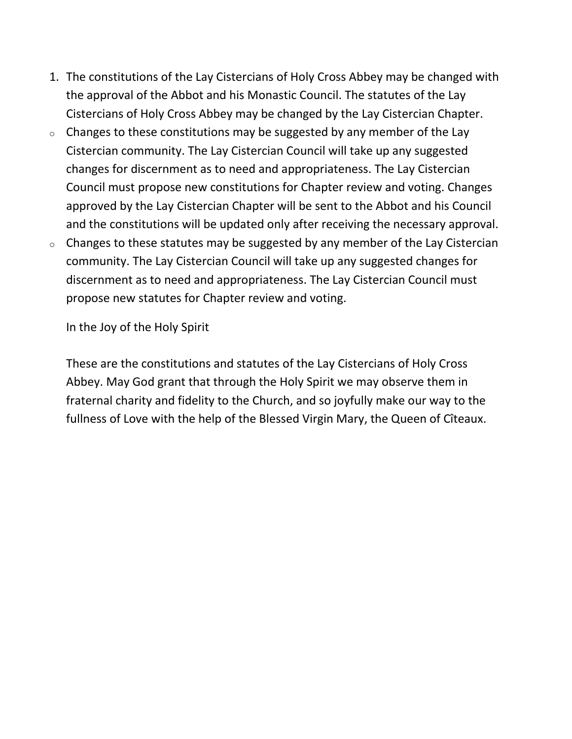1. The constitutions of the Lay Cistercians of Holy Cross Abbey may be changed with the approval of the Abbot and his Monastic Council. The statutes of the Lay Cistercians of Holy Cross Abbey may be changed by the Lay Cistercian Chapter.
   - Changes to these constitutions may be suggested by any member of the Lay Cistercian community. The Lay Cistercian Council will take up any suggested changes for discernment as to need and appropriateness. The Lay Cistercian Council must propose new constitutions for Chapter review and voting. Changes approved by the Lay Cistercian Chapter will be sent to the Abbot and his Council and the constitutions will be updated only after receiving the necessary approval.
   - Changes to these statutes may be suggested by any member of the Lay Cistercian community. The Lay Cistercian Council will take up any suggested changes for discernment as to need and appropriateness. The Lay Cistercian Council must propose new statutes for Chapter review and voting.

In the Joy of the Holy Spirit

These are the constitutions and statutes of the Lay Cistercians of Holy Cross Abbey. May God grant that through the Holy Spirit we may observe them in fraternal charity and fidelity to the Church, and so joyfully make our way to the fullness of Love with the help of the Blessed Virgin Mary, the Queen of Cîteaux.